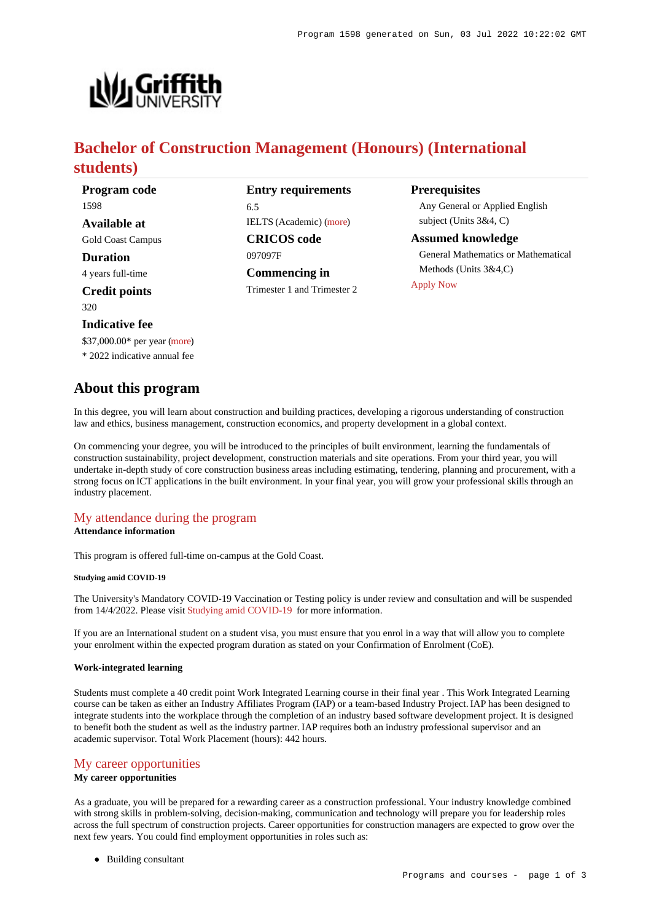# Bachelor of Construction Management (Honours) (International students)

**Program code**
1598

**Available at**
Gold Coast Campus

**Duration**
4 years full-time

**Credit points**
320

**Indicative fee**
$37,000.00* per year (more)
* 2022 indicative annual fee

**Entry requirements**
6.5
IELTS (Academic) (more)

**CRICOS code**
097097F

**Commencing in**
Trimester 1 and Trimester 2

**Prerequisites**
Any General or Applied English subject (Units 3&4, C)

**Assumed knowledge**
General Mathematics or Mathematical Methods (Units 3&4,C)

Apply Now

## About this program

In this degree, you will learn about construction and building practices, developing a rigorous understanding of construction law and ethics, business management, construction economics, and property development in a global context.

On commencing your degree, you will be introduced to the principles of built environment, learning the fundamentals of construction sustainability, project development, construction materials and site operations. From your third year, you will undertake in-depth study of core construction business areas including estimating, tendering, planning and procurement, with a strong focus on ICT applications in the built environment. In your final year, you will grow your professional skills through an industry placement.

### My attendance during the program

**Attendance information**

This program is offered full-time on-campus at the Gold Coast.

**Studying amid COVID-19**

The University's Mandatory COVID-19 Vaccination or Testing policy is under review and consultation and will be suspended from 14/4/2022. Please visit Studying amid COVID-19 for more information.

If you are an International student on a student visa, you must ensure that you enrol in a way that will allow you to complete your enrolment within the expected program duration as stated on your Confirmation of Enrolment (CoE).

**Work-integrated learning**

Students must complete a 40 credit point Work Integrated Learning course in their final year . This Work Integrated Learning course can be taken as either an Industry Affiliates Program (IAP) or a team-based Industry Project. IAP has been designed to integrate students into the workplace through the completion of an industry based software development project. It is designed to benefit both the student as well as the industry partner. IAP requires both an industry professional supervisor and an academic supervisor. Total Work Placement (hours): 442 hours.

### My career opportunities

**My career opportunities**

As a graduate, you will be prepared for a rewarding career as a construction professional. Your industry knowledge combined with strong skills in problem-solving, decision-making, communication and technology will prepare you for leadership roles across the full spectrum of construction projects. Career opportunities for construction managers are expected to grow over the next few years. You could find employment opportunities in roles such as:

- Building consultant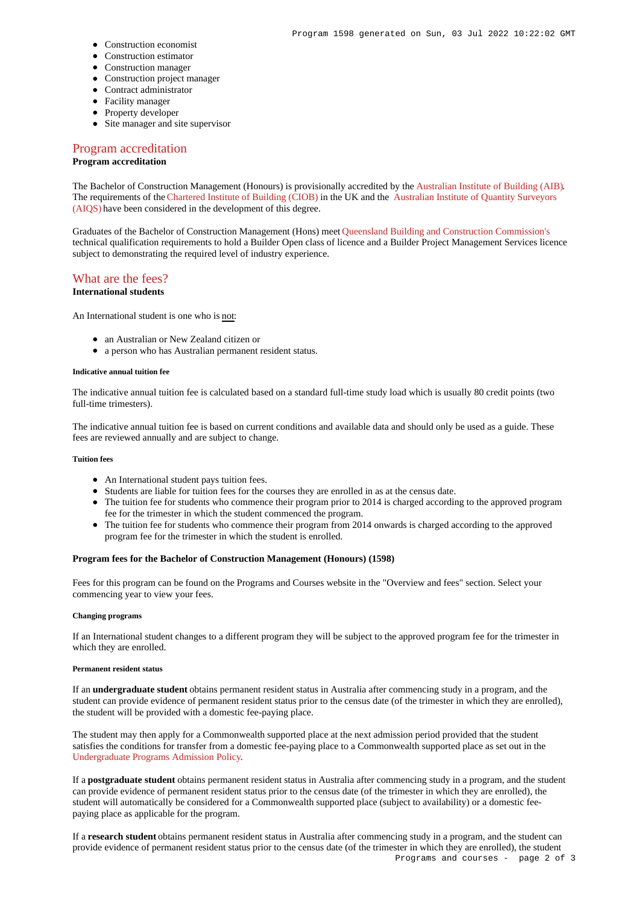- Construction economist
- Construction estimator
- Construction manager
- Construction project manager
- Contract administrator
- Facility manager
- Property developer
- Site manager and site supervisor

## Program accreditation

**Program accreditation**

The Bachelor of Construction Management (Honours) is provisionally accredited by the Australian Institute of Building (AIB). The requirements of the Chartered Institute of Building (CIOB) in the UK and the Australian Institute of Quantity Surveyors (AIQS) have been considered in the development of this degree.

Graduates of the Bachelor of Construction Management (Hons) meet Queensland Building and Construction Commission's technical qualification requirements to hold a Builder Open class of licence and a Builder Project Management Services licence subject to demonstrating the required level of industry experience.

## What are the fees?

**International students**

An International student is one who is not:

- an Australian or New Zealand citizen or
- a person who has Australian permanent resident status.

##### Indicative annual tuition fee

The indicative annual tuition fee is calculated based on a standard full-time study load which is usually 80 credit points (two full-time trimesters).

The indicative annual tuition fee is based on current conditions and available data and should only be used as a guide. These fees are reviewed annually and are subject to change.

##### Tuition fees

- An International student pays tuition fees.
- Students are liable for tuition fees for the courses they are enrolled in as at the census date.
- The tuition fee for students who commence their program prior to 2014 is charged according to the approved program fee for the trimester in which the student commenced the program.
- The tuition fee for students who commence their program from 2014 onwards is charged according to the approved program fee for the trimester in which the student is enrolled.

**Program fees for the Bachelor of Construction Management (Honours) (1598)**

Fees for this program can be found on the Programs and Courses website in the "Overview and fees" section. Select your commencing year to view your fees.

##### Changing programs

If an International student changes to a different program they will be subject to the approved program fee for the trimester in which they are enrolled.

##### Permanent resident status

If an **undergraduate student** obtains permanent resident status in Australia after commencing study in a program, and the student can provide evidence of permanent resident status prior to the census date (of the trimester in which they are enrolled), the student will be provided with a domestic fee-paying place.

The student may then apply for a Commonwealth supported place at the next admission period provided that the student satisfies the conditions for transfer from a domestic fee-paying place to a Commonwealth supported place as set out in the Undergraduate Programs Admission Policy.

If a **postgraduate student** obtains permanent resident status in Australia after commencing study in a program, and the student can provide evidence of permanent resident status prior to the census date (of the trimester in which they are enrolled), the student will automatically be considered for a Commonwealth supported place (subject to availability) or a domestic fee-paying place as applicable for the program.

If a **research student** obtains permanent resident status in Australia after commencing study in a program, and the student can provide evidence of permanent resident status prior to the census date (of the trimester in which they are enrolled), the student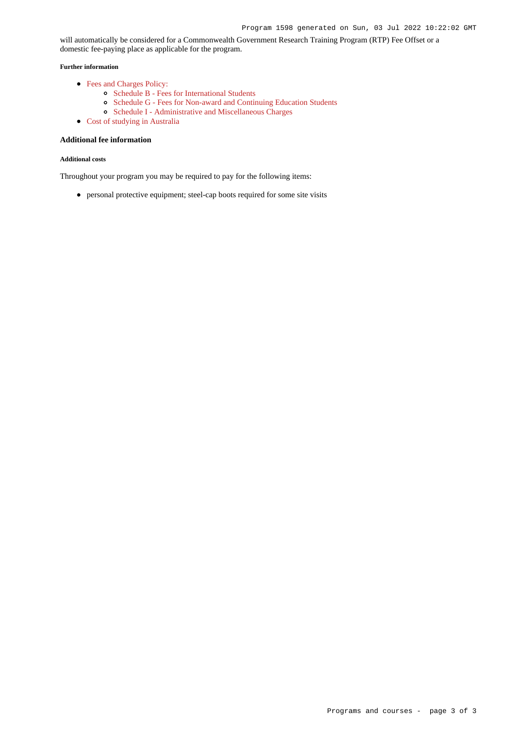will automatically be considered for a Commonwealth Government Research Training Program (RTP) Fee Offset or a domestic fee-paying place as applicable for the program.

#### Further information

- Fees and Charges Policy:
  - Schedule B - Fees for International Students
  - Schedule G - Fees for Non-award and Continuing Education Students
  - Schedule I - Administrative and Miscellaneous Charges
- Cost of studying in Australia

### Additional fee information

#### Additional costs

Throughout your program you may be required to pay for the following items:

- personal protective equipment; steel-cap boots required for some site visits